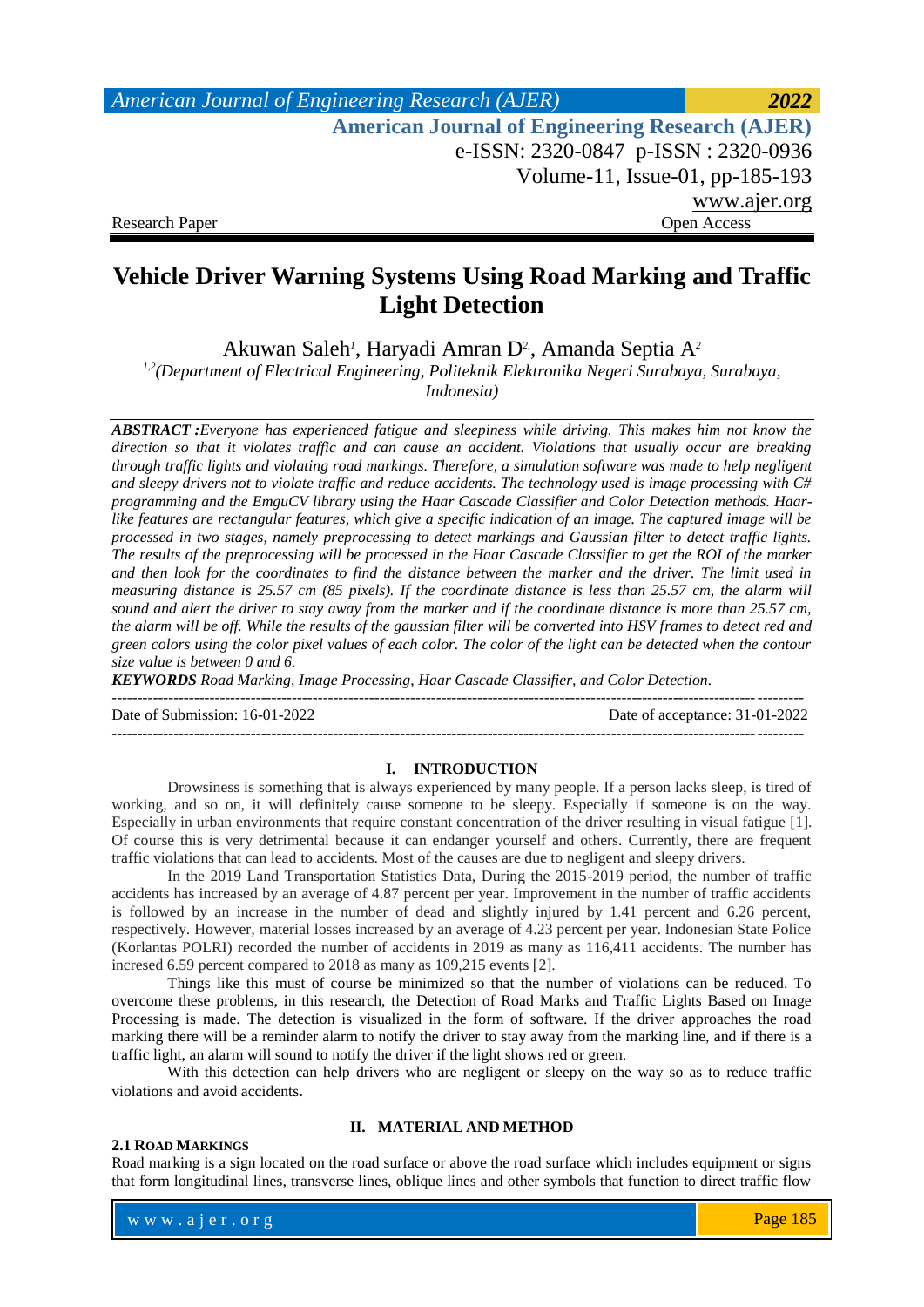# Vehicle Driver Warning Systems Using Road Marking and Traffic Light Detection

Akuwan Saleh[1], Haryadi Amran D[2], Amanda Septia A[2]

[1,2](Department of Electrical Engineering, Politeknik Elektronika Negeri Surabaya, Surabaya, Indonesia)

***ABSTRACT :****Everyone has experienced fatigue and sleepiness while driving. This makes him not know the direction so that it violates traffic and can cause an accident. Violations that usually occur are breaking through traffic lights and violating road markings. Therefore, a simulation software was made to help negligent and sleepy drivers not to violate traffic and reduce accidents. The technology used is image processing with C# programming and the EmguCV library using the Haar Cascade Classifier and Color Detection methods. Haar-like features are rectangular features, which give a specific indication of an image. The captured image will be processed in two stages, namely preprocessing to detect markings and Gaussian filter to detect traffic lights. The results of the preprocessing will be processed in the Haar Cascade Classifier to get the ROI of the marker and then look for the coordinates to find the distance between the marker and the driver. The limit used in measuring distance is 25.57 cm (85 pixels). If the coordinate distance is less than 25.57 cm, the alarm will sound and alert the driver to stay away from the marker and if the coordinate distance is more than 25.57 cm, the alarm will be off. While the results of the gaussian filter will be converted into HSV frames to detect red and green colors using the color pixel values of each color. The color of the light can be detected when the contour size value is between 0 and 6.*

***KEYWORDS*** *Road Marking, Image Processing, Haar Cascade Classifier, and Color Detection.*

---

Date of Submission: 16-01-2022 Date of acceptance: 31-01-2022

---

## I. INTRODUCTION

Drowsiness is something that is always experienced by many people. If a person lacks sleep, is tired of working, and so on, it will definitely cause someone to be sleepy. Especially if someone is on the way. Especially in urban environments that require constant concentration of the driver resulting in visual fatigue [1]. Of course this is very detrimental because it can endanger yourself and others. Currently, there are frequent traffic violations that can lead to accidents. Most of the causes are due to negligent and sleepy drivers.

In the 2019 Land Transportation Statistics Data, During the 2015-2019 period, the number of traffic accidents has increased by an average of 4.87 percent per year. Improvement in the number of traffic accidents is followed by an increase in the number of dead and slightly injured by 1.41 percent and 6.26 percent, respectively. However, material losses increased by an average of 4.23 percent per year. Indonesian State Police (Korlantas POLRI) recorded the number of accidents in 2019 as many as 116,411 accidents. The number has incresed 6.59 percent compared to 2018 as many as 109,215 events [2].

Things like this must of course be minimized so that the number of violations can be reduced. To overcome these problems, in this research, the Detection of Road Marks and Traffic Lights Based on Image Processing is made. The detection is visualized in the form of software. If the driver approaches the road marking there will be a reminder alarm to notify the driver to stay away from the marking line, and if there is a traffic light, an alarm will sound to notify the driver if the light shows red or green.

With this detection can help drivers who are negligent or sleepy on the way so as to reduce traffic violations and avoid accidents.

## II. MATERIAL AND METHOD

### 2.1 Road Markings

Road marking is a sign located on the road surface or above the road surface which includes equipment or signs that form longitudinal lines, transverse lines, oblique lines and other symbols that function to direct traffic flow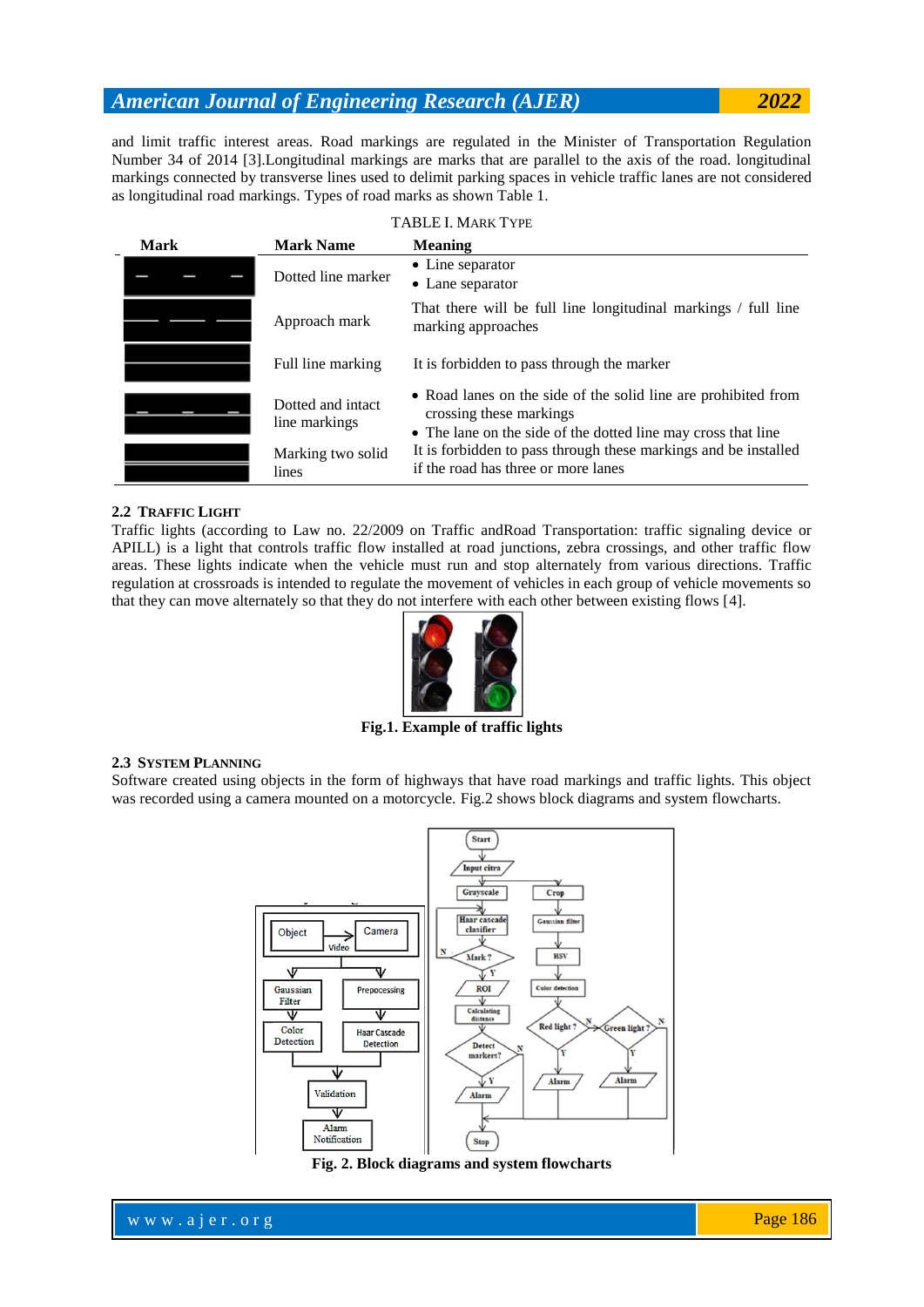and limit traffic interest areas. Road markings are regulated in the Minister of Transportation Regulation Number 34 of 2014 [3].Longitudinal markings are marks that are parallel to the axis of the road. longitudinal markings connected by transverse lines used to delimit parking spaces in vehicle traffic lanes are not considered as longitudinal road markings. Types of road marks as shown Table 1.

TABLE I. MARK TYPE

| Mark | Mark Name | Meaning |
|---|---|---|
| | Dotted line marker | • Line separator<br>• Lane separator |
| | Approach mark | That there will be full line longitudinal markings / full line marking approaches |
| | Full line marking | It is forbidden to pass through the marker |
| | Dotted and intact line markings | • Road lanes on the side of the solid line are prohibited from crossing these markings<br>• The lane on the side of the dotted line may cross that line |
| | Marking two solid lines | It is forbidden to pass through these markings and be installed if the road has three or more lanes |

### 2.2 Traffic Light

Traffic lights (according to Law no. 22/2009 on Traffic andRoad Transportation: traffic signaling device or APILL) is a light that controls traffic flow installed at road junctions, zebra crossings, and other traffic flow areas. These lights indicate when the vehicle must run and stop alternately from various directions. Traffic regulation at crossroads is intended to regulate the movement of vehicles in each group of vehicle movements so that they can move alternately so that they do not interfere with each other between existing flows [4].

**Fig.1. Example of traffic lights**

### 2.3 System Planning

Software created using objects in the form of highways that have road markings and traffic lights. This object was recorded using a camera mounted on a motorcycle. Fig.2 shows block diagrams and system flowcharts.

**Fig. 2. Block diagrams and system flowcharts**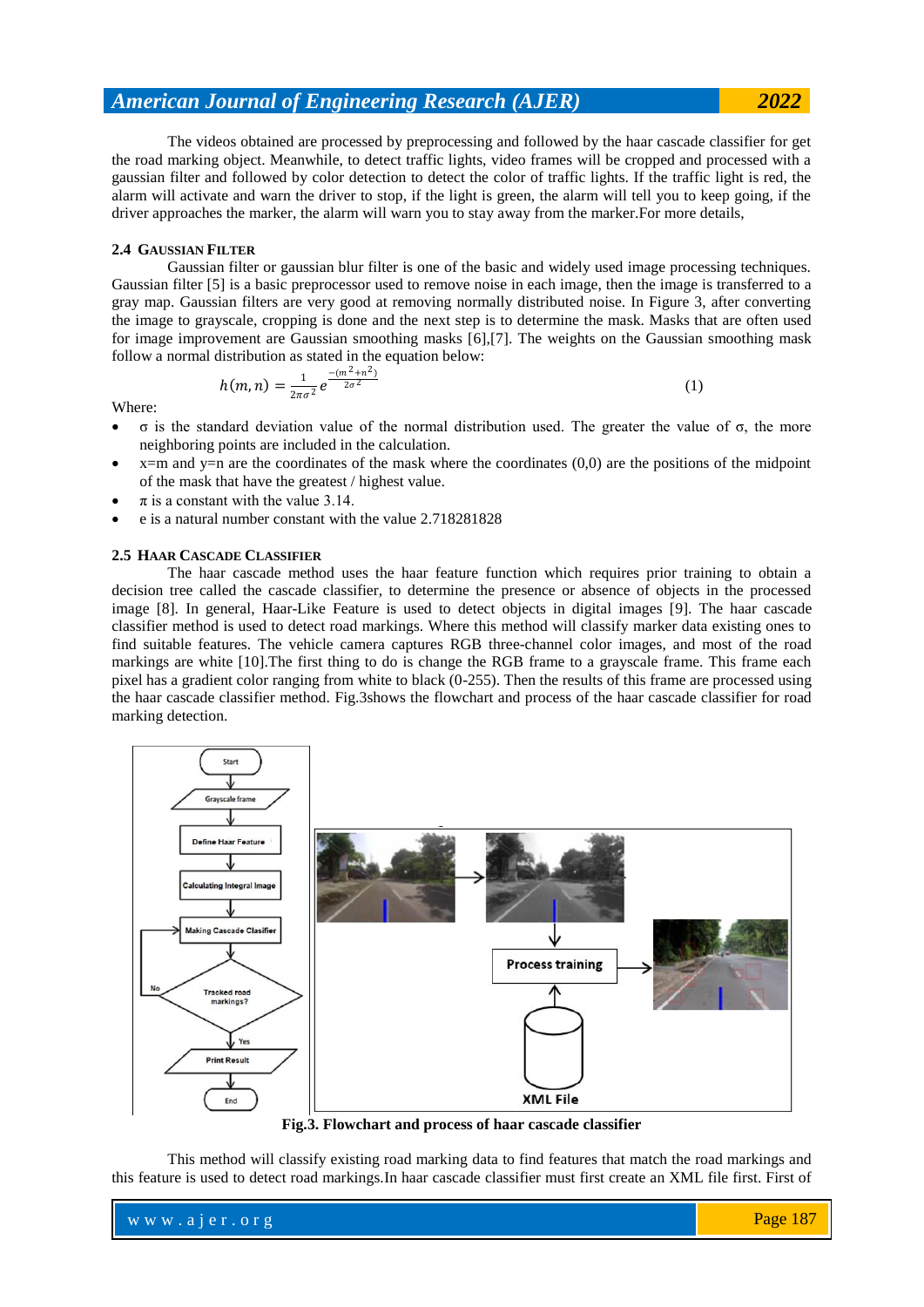The videos obtained are processed by preprocessing and followed by the haar cascade classifier for get the road marking object. Meanwhile, to detect traffic lights, video frames will be cropped and processed with a gaussian filter and followed by color detection to detect the color of traffic lights. If the traffic light is red, the alarm will activate and warn the driver to stop, if the light is green, the alarm will tell you to keep going, if the driver approaches the marker, the alarm will warn you to stay away from the marker.For more details,

### 2.4 Gaussian Filter

Gaussian filter or gaussian blur filter is one of the basic and widely used image processing techniques. Gaussian filter [5] is a basic preprocessor used to remove noise in each image, then the image is transferred to a gray map. Gaussian filters are very good at removing normally distributed noise. In Figure 3, after converting the image to grayscale, cropping is done and the next step is to determine the mask. Masks that are often used for image improvement are Gaussian smoothing masks [6],[7]. The weights on the Gaussian smoothing mask follow a normal distribution as stated in the equation below:

$$h(m,n) = \frac{1}{2\pi\sigma^2} e^{\frac{-(m^2+n^2)}{2\sigma^2}} \tag{1}$$

Where:

- σ is the standard deviation value of the normal distribution used. The greater the value of σ, the more neighboring points are included in the calculation.
- x=m and y=n are the coordinates of the mask where the coordinates (0,0) are the positions of the midpoint of the mask that have the greatest / highest value.
- π is a constant with the value 3.14.
- e is a natural number constant with the value 2.718281828

### 2.5 Haar Cascade Classifier

The haar cascade method uses the haar feature function which requires prior training to obtain a decision tree called the cascade classifier, to determine the presence or absence of objects in the processed image [8]. In general, Haar-Like Feature is used to detect objects in digital images [9]. The haar cascade classifier method is used to detect road markings. Where this method will classify marker data existing ones to find suitable features. The vehicle camera captures RGB three-channel color images, and most of the road markings are white [10].The first thing to do is change the RGB frame to a grayscale frame. This frame each pixel has a gradient color ranging from white to black (0-255). Then the results of this frame are processed using the haar cascade classifier method. Fig.3shows the flowchart and process of the haar cascade classifier for road marking detection.

**Fig.3. Flowchart and process of haar cascade classifier**

This method will classify existing road marking data to find features that match the road markings and this feature is used to detect road markings.In haar cascade classifier must first create an XML file first. First of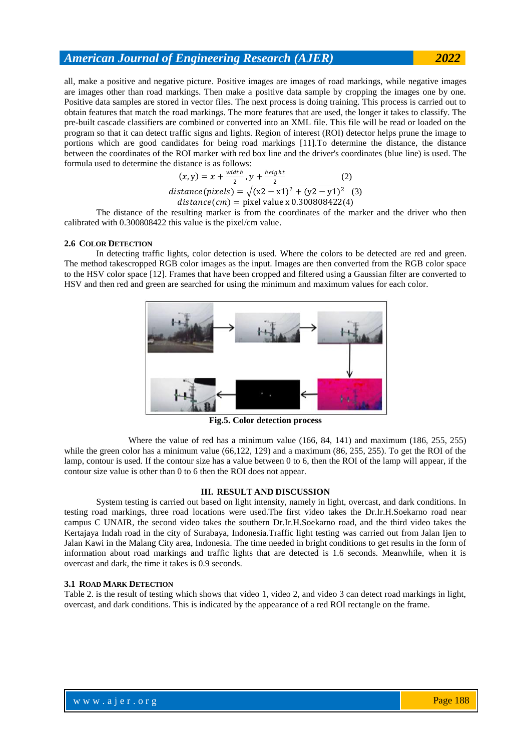all, make a positive and negative picture. Positive images are images of road markings, while negative images are images other than road markings. Then make a positive data sample by cropping the images one by one. Positive data samples are stored in vector files. The next process is doing training. This process is carried out to obtain features that match the road markings. The more features that are used, the longer it takes to classify. The pre-built cascade classifiers are combined or converted into an XML file. This file will be read or loaded on the program so that it can detect traffic signs and lights. Region of interest (ROI) detector helps prune the image to portions which are good candidates for being road markings [11].To determine the distance, the distance between the coordinates of the ROI marker with red box line and the driver's coordinates (blue line) is used. The formula used to determine the distance is as follows:

$$(x, \mathrm{y}) = x + \frac{width}{2}, y + \frac{height}{2} \qquad (2)$$

$$distance(pixels) = \sqrt{(\mathrm{x2} - \mathrm{x1})^2 + (\mathrm{y2} - \mathrm{y1})^2} \quad (3)$$

$$distance(cm) = \text{pixel value x } 0.300808422 \, (4)$$

The distance of the resulting marker is from the coordinates of the marker and the driver who then calibrated with 0.300808422 this value is the pixel/cm value.

### 2.6 Color Detection

In detecting traffic lights, color detection is used. Where the colors to be detected are red and green. The method takescropped RGB color images as the input. Images are then converted from the RGB color space to the HSV color space [12]. Frames that have been cropped and filtered using a Gaussian filter are converted to HSV and then red and green are searched for using the minimum and maximum values for each color.

**Fig.5. Color detection process**

Where the value of red has a minimum value (166, 84, 141) and maximum (186, 255, 255) while the green color has a minimum value (66,122, 129) and a maximum (86, 255, 255). To get the ROI of the lamp, contour is used. If the contour size has a value between 0 to 6, then the ROI of the lamp will appear, if the contour size value is other than 0 to 6 then the ROI does not appear.

## III. RESULT AND DISCUSSION

System testing is carried out based on light intensity, namely in light, overcast, and dark conditions. In testing road markings, three road locations were used.The first video takes the Dr.Ir.H.Soekarno road near campus C UNAIR, the second video takes the southern Dr.Ir.H.Soekarno road, and the third video takes the Kertajaya Indah road in the city of Surabaya, Indonesia.Traffic light testing was carried out from Jalan Ijen to Jalan Kawi in the Malang City area, Indonesia. The time needed in bright conditions to get results in the form of information about road markings and traffic lights that are detected is 1.6 seconds. Meanwhile, when it is overcast and dark, the time it takes is 0.9 seconds.

### 3.1 Road Mark Detection

Table 2. is the result of testing which shows that video 1, video 2, and video 3 can detect road markings in light, overcast, and dark conditions. This is indicated by the appearance of a red ROI rectangle on the frame.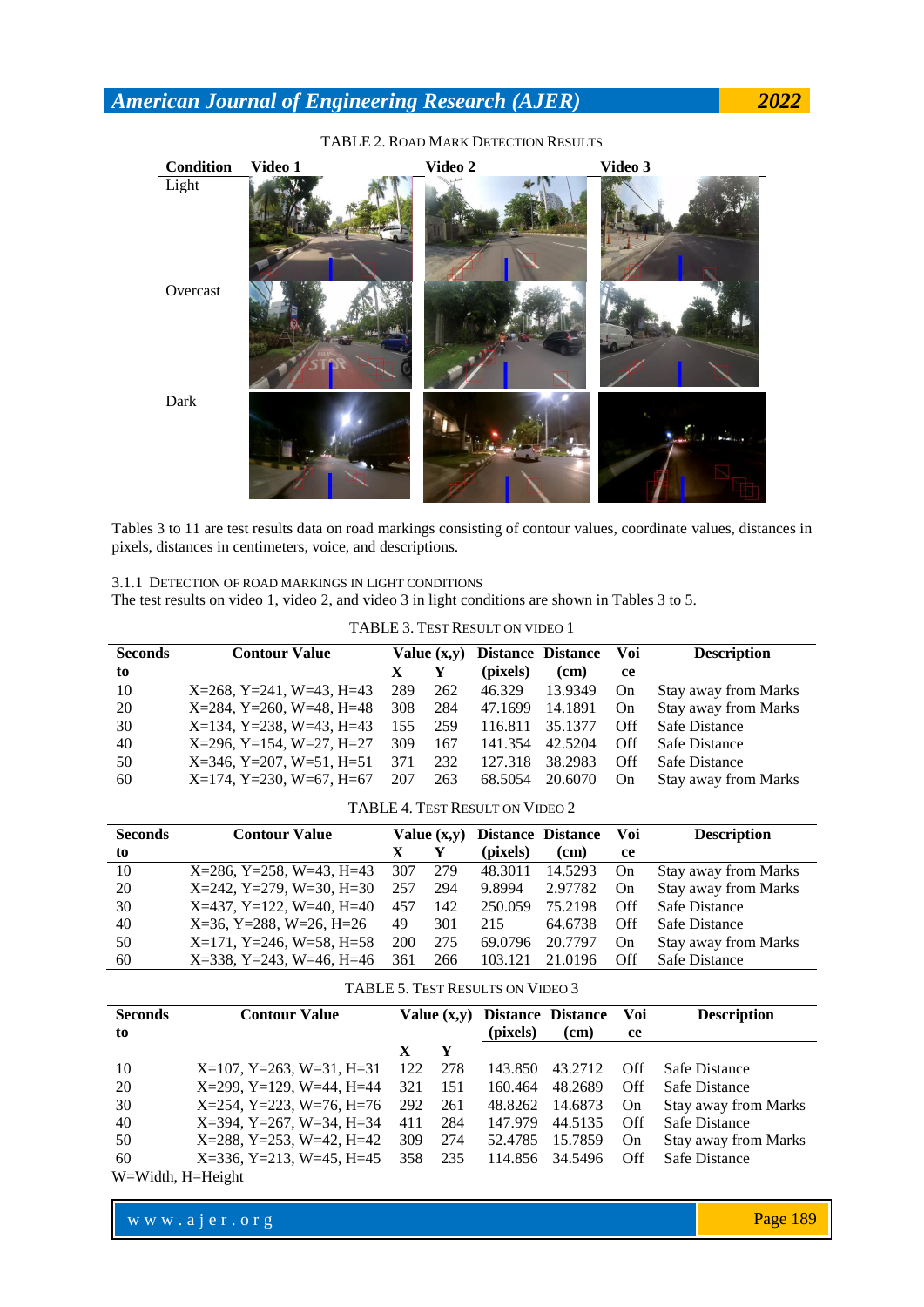TABLE 2. ROAD MARK DETECTION RESULTS

| Condition | Video 1 | Video 2 | Video 3 |
|---|---|---|---|
| Light | | | |
| Overcast | | | |
| Dark | | | |

Tables 3 to 11 are test results data on road markings consisting of contour values, coordinate values, distances in pixels, distances in centimeters, voice, and descriptions.

3.1.1 DETECTION OF ROAD MARKINGS IN LIGHT CONDITIONS

The test results on video 1, video 2, and video 3 in light conditions are shown in Tables 3 to 5.

TABLE 3. TEST RESULT ON VIDEO 1

| Seconds to | Contour Value | Value (x,y) X | Y | Distance (pixels) | Distance (cm) | Voice | Description |
|---|---|---|---|---|---|---|---|
| 10 | X=268, Y=241, W=43, H=43 | 289 | 262 | 46.329 | 13.9349 | On | Stay away from Marks |
| 20 | X=284, Y=260, W=48, H=48 | 308 | 284 | 47.1699 | 14.1891 | On | Stay away from Marks |
| 30 | X=134, Y=238, W=43, H=43 | 155 | 259 | 116.811 | 35.1377 | Off | Safe Distance |
| 40 | X=296, Y=154, W=27, H=27 | 309 | 167 | 141.354 | 42.5204 | Off | Safe Distance |
| 50 | X=346, Y=207, W=51, H=51 | 371 | 232 | 127.318 | 38.2983 | Off | Safe Distance |
| 60 | X=174, Y=230, W=67, H=67 | 207 | 263 | 68.5054 | 20.6070 | On | Stay away from Marks |

TABLE 4. TEST RESULT ON VIDEO 2

| Seconds to | Contour Value | Value (x,y) X | Y | Distance (pixels) | Distance (cm) | Voice | Description |
|---|---|---|---|---|---|---|---|
| 10 | X=286, Y=258, W=43, H=43 | 307 | 279 | 48.3011 | 14.5293 | On | Stay away from Marks |
| 20 | X=242, Y=279, W=30, H=30 | 257 | 294 | 9.8994 | 2.97782 | On | Stay away from Marks |
| 30 | X=437, Y=122, W=40, H=40 | 457 | 142 | 250.059 | 75.2198 | Off | Safe Distance |
| 40 | X=36, Y=288, W=26, H=26 | 49 | 301 | 215 | 64.6738 | Off | Safe Distance |
| 50 | X=171, Y=246, W=58, H=58 | 200 | 275 | 69.0796 | 20.7797 | On | Stay away from Marks |
| 60 | X=338, Y=243, W=46, H=46 | 361 | 266 | 103.121 | 21.0196 | Off | Safe Distance |

TABLE 5. TEST RESULTS ON VIDEO 3

| Seconds to | Contour Value | Value (x,y) X | Y | Distance (pixels) | Distance (cm) | Voice | Description |
|---|---|---|---|---|---|---|---|
| 10 | X=107, Y=263, W=31, H=31 | 122 | 278 | 143.850 | 43.2712 | Off | Safe Distance |
| 20 | X=299, Y=129, W=44, H=44 | 321 | 151 | 160.464 | 48.2689 | Off | Safe Distance |
| 30 | X=254, Y=223, W=76, H=76 | 292 | 261 | 48.8262 | 14.6873 | On | Stay away from Marks |
| 40 | X=394, Y=267, W=34, H=34 | 411 | 284 | 147.979 | 44.5135 | Off | Safe Distance |
| 50 | X=288, Y=253, W=42, H=42 | 309 | 274 | 52.4785 | 15.7859 | On | Stay away from Marks |
| 60 | X=336, Y=213, W=45, H=45 | 358 | 235 | 114.856 | 34.5496 | Off | Safe Distance |

W=Width, H=Height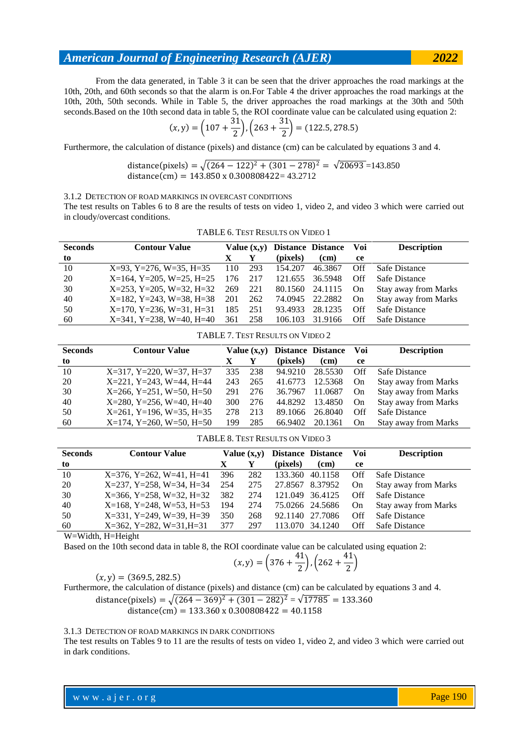From the data generated, in Table 3 it can be seen that the driver approaches the road markings at the 10th, 20th, and 60th seconds so that the alarm is on.For Table 4 the driver approaches the road markings at the 10th, 20th, 50th seconds. While in Table 5, the driver approaches the road markings at the 30th and 50th seconds.Based on the 10th second data in table 5, the ROI coordinate value can be calculated using equation 2:

$$(x, y) = \left(107 + \frac{31}{2}\right), \left(263 + \frac{31}{2}\right) = (122.5, 278.5)$$

Furthermore, the calculation of distance (pixels) and distance (cm) can be calculated by equations 3 and 4.

$$\text{distance(pixels)} = \sqrt{(264 - 122)^2 + (301 - 278)^2} = \sqrt{20693} = 143.850$$
$$\text{distance(cm)} = 143.850 \text{ x } 0.300808422 = 43.2712$$

### 3.1.2 DETECTION OF ROAD MARKINGS IN OVERCAST CONDITIONS

The test results on Tables 6 to 8 are the results of tests on video 1, video 2, and video 3 which were carried out in cloudy/overcast conditions.

TABLE 6. TEST RESULTS ON VIDEO 1

| Seconds to | Contour Value | Value (x,y) X | Value (x,y) Y | Distance (pixels) | Distance (cm) | Voice | Description |
|---|---|---|---|---|---|---|---|
| 10 | X=93, Y=276, W=35, H=35 | 110 | 293 | 154.207 | 46.3867 | Off | Safe Distance |
| 20 | X=164, Y=205, W=25, H=25 | 176 | 217 | 121.655 | 36.5948 | Off | Safe Distance |
| 30 | X=253, Y=205, W=32, H=32 | 269 | 221 | 80.1560 | 24.1115 | On | Stay away from Marks |
| 40 | X=182, Y=243, W=38, H=38 | 201 | 262 | 74.0945 | 22.2882 | On | Stay away from Marks |
| 50 | X=170, Y=236, W=31, H=31 | 185 | 251 | 93.4933 | 28.1235 | Off | Safe Distance |
| 60 | X=341, Y=238, W=40, H=40 | 361 | 258 | 106.103 | 31.9166 | Off | Safe Distance |

TABLE 7. TEST RESULTS ON VIDEO 2

| Seconds to | Contour Value | Value (x,y) X | Value (x,y) Y | Distance (pixels) | Distance (cm) | Voice | Description |
|---|---|---|---|---|---|---|---|
| 10 | X=317, Y=220, W=37, H=37 | 335 | 238 | 94.9210 | 28.5530 | Off | Safe Distance |
| 20 | X=221, Y=243, W=44, H=44 | 243 | 265 | 41.6773 | 12.5368 | On | Stay away from Marks |
| 30 | X=266, Y=251, W=50, H=50 | 291 | 276 | 36.7967 | 11.0687 | On | Stay away from Marks |
| 40 | X=280, Y=256, W=40, H=40 | 300 | 276 | 44.8292 | 13.4850 | On | Stay away from Marks |
| 50 | X=261, Y=196, W=35, H=35 | 278 | 213 | 89.1066 | 26.8040 | Off | Safe Distance |
| 60 | X=174, Y=260, W=50, H=50 | 199 | 285 | 66.9402 | 20.1361 | On | Stay away from Marks |

TABLE 8. TEST RESULTS ON VIDEO 3

| Seconds to | Contour Value | Value (x,y) X | Value (x,y) Y | Distance (pixels) | Distance (cm) | Voice | Description |
|---|---|---|---|---|---|---|---|
| 10 | X=376, Y=262, W=41, H=41 | 396 | 282 | 133.360 | 40.1158 | Off | Safe Distance |
| 20 | X=237, Y=258, W=34, H=34 | 254 | 275 | 27.8567 | 8.37952 | On | Stay away from Marks |
| 30 | X=366, Y=258, W=32, H=32 | 382 | 274 | 121.049 | 36.4125 | Off | Safe Distance |
| 40 | X=168, Y=248, W=53, H=53 | 194 | 274 | 75.0266 | 24.5686 | On | Stay away from Marks |
| 50 | X=331, Y=249, W=39, H=39 | 350 | 268 | 92.1140 | 27.7086 | Off | Safe Distance |
| 60 | X=362, Y=282, W=31,H=31 | 377 | 297 | 113.070 | 34.1240 | Off | Safe Distance |

W=Width, H=Height

Based on the 10th second data in table 8, the ROI coordinate value can be calculated using equation 2:

$$(x, y) = \left(376 + \frac{41}{2}\right), \left(262 + \frac{41}{2}\right)$$

$$(x, y) = (369.5, 282.5)$$

Furthermore, the calculation of distance (pixels) and distance (cm) can be calculated by equations 3 and 4.

$$\text{distance(pixels)} = \sqrt{(264 - 369)^2 + (301 - 282)^2} = \sqrt{17785} = 133.360$$
$$\text{distance(cm)} = 133.360 \text{ x } 0.300808422 = 40.1158$$

### 3.1.3 DETECTION OF ROAD MARKINGS IN DARK CONDITIONS

The test results on Tables 9 to 11 are the results of tests on video 1, video 2, and video 3 which were carried out in dark conditions.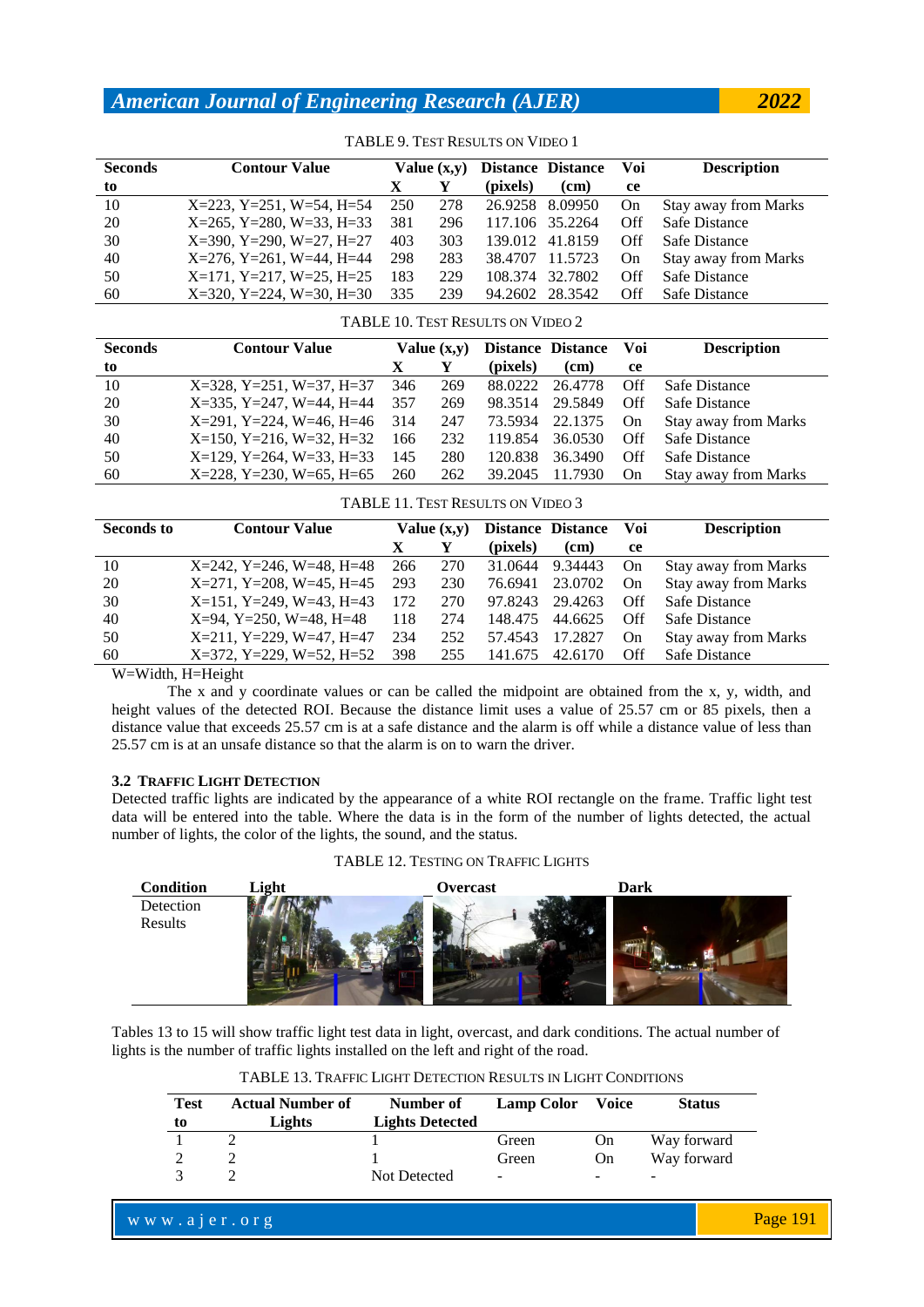TABLE 9. TEST RESULTS ON VIDEO 1

| Seconds to | Contour Value | Value (x,y) | | Distance (pixels) | Distance (cm) | Voice | Description |
|---|---|---|---|---|---|---|---|
| | | X | Y | | | | |
| 10 | X=223, Y=251, W=54, H=54 | 250 | 278 | 26.9258 | 8.09950 | On | Stay away from Marks |
| 20 | X=265, Y=280, W=33, H=33 | 381 | 296 | 117.106 | 35.2264 | Off | Safe Distance |
| 30 | X=390, Y=290, W=27, H=27 | 403 | 303 | 139.012 | 41.8159 | Off | Safe Distance |
| 40 | X=276, Y=261, W=44, H=44 | 298 | 283 | 38.4707 | 11.5723 | On | Stay away from Marks |
| 50 | X=171, Y=217, W=25, H=25 | 183 | 229 | 108.374 | 32.7802 | Off | Safe Distance |
| 60 | X=320, Y=224, W=30, H=30 | 335 | 239 | 94.2602 | 28.3542 | Off | Safe Distance |

TABLE 10. TEST RESULTS ON VIDEO 2

| Seconds to | Contour Value | Value (x,y) | | Distance (pixels) | Distance (cm) | Voice | Description |
|---|---|---|---|---|---|---|---|
| | | X | Y | | | | |
| 10 | X=328, Y=251, W=37, H=37 | 346 | 269 | 88.0222 | 26.4778 | Off | Safe Distance |
| 20 | X=335, Y=247, W=44, H=44 | 357 | 269 | 98.3514 | 29.5849 | Off | Safe Distance |
| 30 | X=291, Y=224, W=46, H=46 | 314 | 247 | 73.5934 | 22.1375 | On | Stay away from Marks |
| 40 | X=150, Y=216, W=32, H=32 | 166 | 232 | 119.854 | 36.0530 | Off | Safe Distance |
| 50 | X=129, Y=264, W=33, H=33 | 145 | 280 | 120.838 | 36.3490 | Off | Safe Distance |
| 60 | X=228, Y=230, W=65, H=65 | 260 | 262 | 39.2045 | 11.7930 | On | Stay away from Marks |

TABLE 11. TEST RESULTS ON VIDEO 3

| Seconds to | Contour Value | Value (x,y) | | Distance (pixels) | Distance (cm) | Voice | Description |
|---|---|---|---|---|---|---|---|
| | | X | Y | | | | |
| 10 | X=242, Y=246, W=48, H=48 | 266 | 270 | 31.0644 | 9.34443 | On | Stay away from Marks |
| 20 | X=271, Y=208, W=45, H=45 | 293 | 230 | 76.6941 | 23.0702 | On | Stay away from Marks |
| 30 | X=151, Y=249, W=43, H=43 | 172 | 270 | 97.8243 | 29.4263 | Off | Safe Distance |
| 40 | X=94, Y=250, W=48, H=48 | 118 | 274 | 148.475 | 44.6625 | Off | Safe Distance |
| 50 | X=211, Y=229, W=47, H=47 | 234 | 252 | 57.4543 | 17.2827 | On | Stay away from Marks |
| 60 | X=372, Y=229, W=52, H=52 | 398 | 255 | 141.675 | 42.6170 | Off | Safe Distance |

W=Width, H=Height

The x and y coordinate values or can be called the midpoint are obtained from the x, y, width, and height values of the detected ROI. Because the distance limit uses a value of 25.57 cm or 85 pixels, then a distance value that exceeds 25.57 cm is at a safe distance and the alarm is off while a distance value of less than 25.57 cm is at an unsafe distance so that the alarm is on to warn the driver.

### 3.2 TRAFFIC LIGHT DETECTION

Detected traffic lights are indicated by the appearance of a white ROI rectangle on the frame. Traffic light test data will be entered into the table. Where the data is in the form of the number of lights detected, the actual number of lights, the color of the lights, the sound, and the status.

TABLE 12. TESTING ON TRAFFIC LIGHTS

| Condition | Light | Overcast | Dark |
|---|---|---|---|
| Detection Results | | | |

Tables 13 to 15 will show traffic light test data in light, overcast, and dark conditions. The actual number of lights is the number of traffic lights installed on the left and right of the road.

TABLE 13. TRAFFIC LIGHT DETECTION RESULTS IN LIGHT CONDITIONS

| Test to | Actual Number of Lights | Number of Lights Detected | Lamp Color | Voice | Status |
|---|---|---|---|---|---|
| 1 | 2 | 1 | Green | On | Way forward |
| 2 | 2 | 1 | Green | On | Way forward |
| 3 | 2 | Not Detected | - | - | - |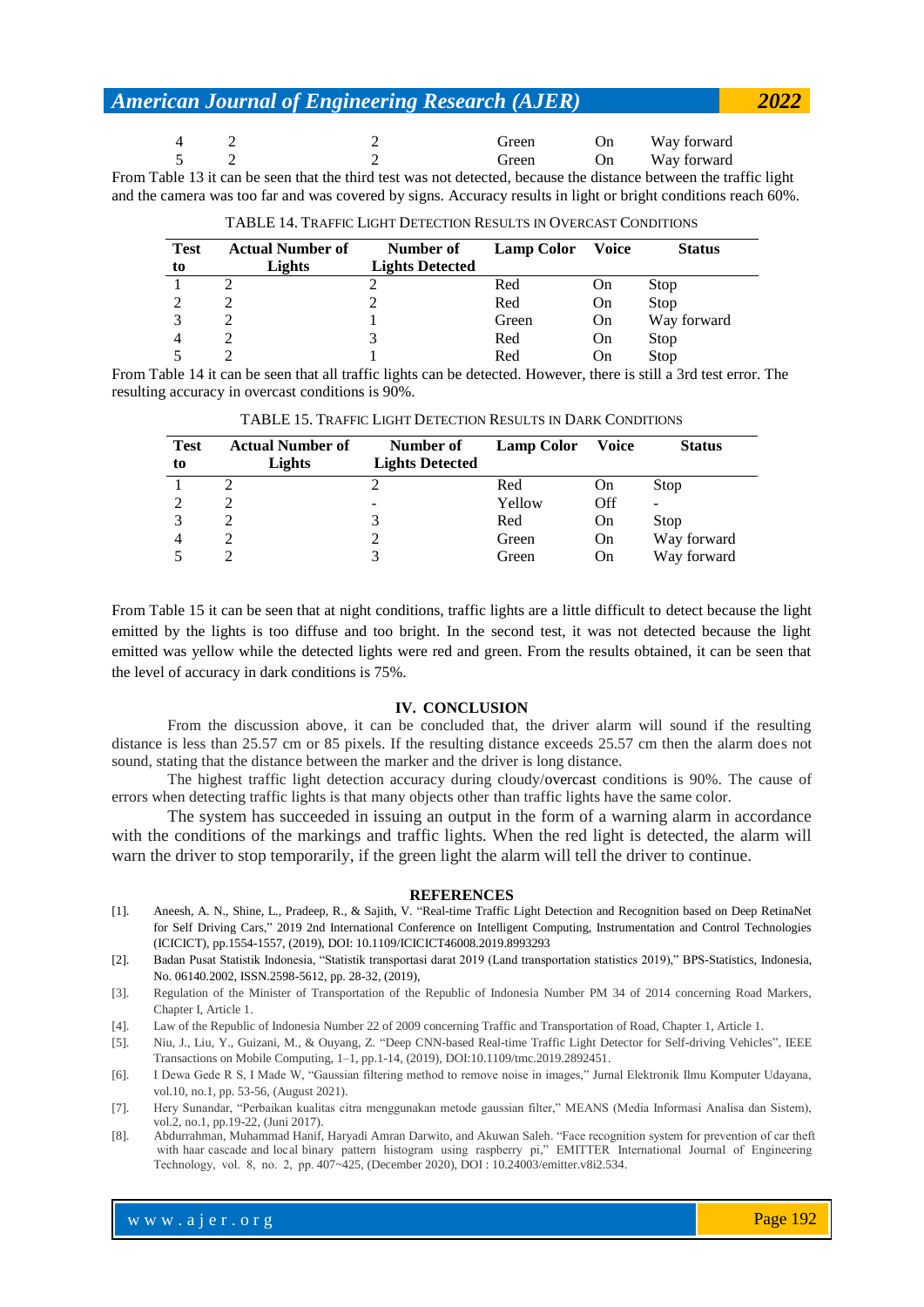| | | | | | |
|---|---|---|---|---|---|
| 4 | 2 | 2 | Green | On | Way forward |
| 5 | 2 | 2 | Green | On | Way forward |

From Table 13 it can be seen that the third test was not detected, because the distance between the traffic light and the camera was too far and was covered by signs. Accuracy results in light or bright conditions reach 60%.

TABLE 14. TRAFFIC LIGHT DETECTION RESULTS IN OVERCAST CONDITIONS

| Test to | Actual Number of Lights | Number of Lights Detected | Lamp Color | Voice | Status |
|---|---|---|---|---|---|
| 1 | 2 | 2 | Red | On | Stop |
| 2 | 2 | 2 | Red | On | Stop |
| 3 | 2 | 1 | Green | On | Way forward |
| 4 | 2 | 3 | Red | On | Stop |
| 5 | 2 | 1 | Red | On | Stop |

From Table 14 it can be seen that all traffic lights can be detected. However, there is still a 3rd test error. The resulting accuracy in overcast conditions is 90%.

TABLE 15. TRAFFIC LIGHT DETECTION RESULTS IN DARK CONDITIONS

| Test to | Actual Number of Lights | Number of Lights Detected | Lamp Color | Voice | Status |
|---|---|---|---|---|---|
| 1 | 2 | 2 | Red | On | Stop |
| 2 | 2 | - | Yellow | Off | - |
| 3 | 2 | 3 | Red | On | Stop |
| 4 | 2 | 2 | Green | On | Way forward |
| 5 | 2 | 3 | Green | On | Way forward |

From Table 15 it can be seen that at night conditions, traffic lights are a little difficult to detect because the light emitted by the lights is too diffuse and too bright. In the second test, it was not detected because the light emitted was yellow while the detected lights were red and green. From the results obtained, it can be seen that the level of accuracy in dark conditions is 75%.

## IV. CONCLUSION

From the discussion above, it can be concluded that, the driver alarm will sound if the resulting distance is less than 25.57 cm or 85 pixels. If the resulting distance exceeds 25.57 cm then the alarm does not sound, stating that the distance between the marker and the driver is long distance.

The highest traffic light detection accuracy during cloudy/overcast conditions is 90%. The cause of errors when detecting traffic lights is that many objects other than traffic lights have the same color.

The system has succeeded in issuing an output in the form of a warning alarm in accordance with the conditions of the markings and traffic lights. When the red light is detected, the alarm will warn the driver to stop temporarily, if the green light the alarm will tell the driver to continue.

## REFERENCES

[1]. Aneesh, A. N., Shine, L., Pradeep, R., & Sajith, V. "Real-time Traffic Light Detection and Recognition based on Deep RetinaNet for Self Driving Cars," 2019 2nd International Conference on Intelligent Computing, Instrumentation and Control Technologies (ICICICT), pp.1554-1557, (2019), DOI: 10.1109/ICICICT46008.2019.8993293

[2]. Badan Pusat Statistik Indonesia, "Statistik transportasi darat 2019 (Land transportation statistics 2019)," BPS-Statistics, Indonesia, No. 06140.2002, ISSN.2598-5612, pp. 28-32, (2019),

[3]. Regulation of the Minister of Transportation of the Republic of Indonesia Number PM 34 of 2014 concerning Road Markers, Chapter I, Article 1.

[4]. Law of the Republic of Indonesia Number 22 of 2009 concerning Traffic and Transportation of Road, Chapter 1, Article 1.

[5]. Niu, J., Liu, Y., Guizani, M., & Ouyang, Z. "Deep CNN-based Real-time Traffic Light Detector for Self-driving Vehicles", IEEE Transactions on Mobile Computing, 1–1, pp.1-14, (2019), DOI:10.1109/tmc.2019.2892451.

[6]. I Dewa Gede R S, I Made W, "Gaussian filtering method to remove noise in images," Jurnal Elektronik Ilmu Komputer Udayana, vol.10, no.1, pp. 53-56, (August 2021).

[7]. Hery Sunandar, "Perbaikan kualitas citra menggunakan metode gaussian filter," MEANS (Media Informasi Analisa dan Sistem), vol.2, no.1, pp.19-22, (Juni 2017).

[8]. Abdurrahman, Muhammad Hanif, Haryadi Amran Darwito, and Akuwan Saleh. "Face recognition system for prevention of car theft with haar cascade and local binary pattern histogram using raspberry pi," EMITTER International Journal of Engineering Technology, vol. 8, no. 2, pp. 407~425, (December 2020), DOI : 10.24003/emitter.v8i2.534.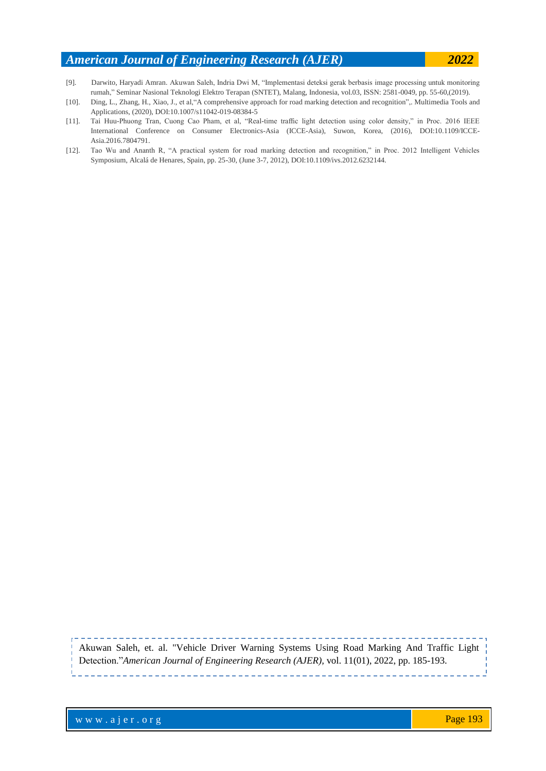[9]. Darwito, Haryadi Amran. Akuwan Saleh, Indria Dwi M, “Implementasi deteksi gerak berbasis image processing untuk monitoring rumah,” Seminar Nasional Teknologi Elektro Terapan (SNTET), Malang, Indonesia, vol.03, ISSN: 2581-0049, pp. 55-60,(2019).

[10]. Ding, L., Zhang, H., Xiao, J., et al,“A comprehensive approach for road marking detection and recognition”,. Multimedia Tools and Applications, (2020), DOI:10.1007/s11042-019-08384-5

[11]. Tai Huu-Phuong Tran, Cuong Cao Pham, et al, “Real-time traffic light detection using color density,” in Proc. 2016 IEEE International Conference on Consumer Electronics-Asia (ICCE-Asia), Suwon, Korea, (2016), DOI:10.1109/ICCE-Asia.2016.7804791.

[12]. Tao Wu and Ananth R, “A practical system for road marking detection and recognition,” in Proc. 2012 Intelligent Vehicles Symposium, Alcalá de Henares, Spain, pp. 25-30, (June 3-7, 2012), DOI:10.1109/ivs.2012.6232144.

Akuwan Saleh, et. al. "Vehicle Driver Warning Systems Using Road Marking And Traffic Light Detection."*American Journal of Engineering Research (AJER),* vol. 11(01), 2022, pp. 185-193.